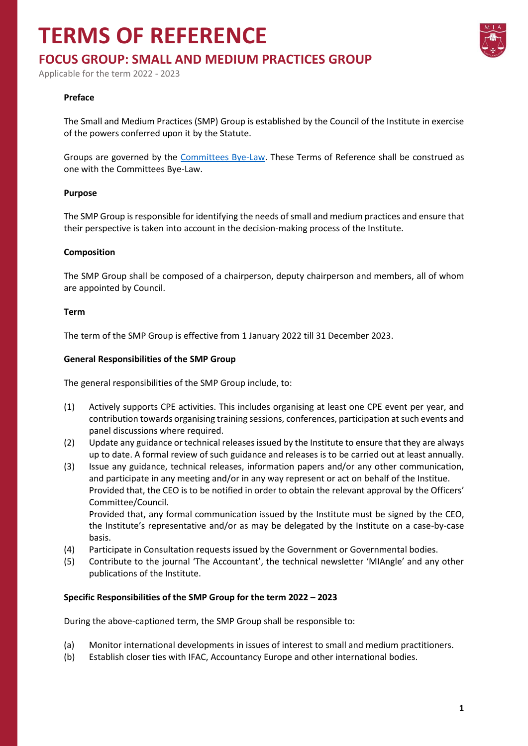# TERMS OF REFERENCE

## FOCUS GROUP: SMALL AND MEDIUM PRACTICES GROUP

Applicable for the term 2022 - 2023

**Preface**

The Small and Medium Practices (SMP) Group is established by the Council of the Institute in exercise of the powers conferred upon it by the Statute.

Groups are governed by the [Committees Bye-Law](). These Terms of Reference shall be construed as one with the Committees Bye-Law.

**Purpose**

The SMP Group is responsible for identifying the needs of small and medium practices and ensure that their perspective is taken into account in the decision-making process of the Institute.

**Composition**

The SMP Group shall be composed of a chairperson, deputy chairperson and members, all of whom are appointed by Council.

**Term**

The term of the SMP Group is effective from 1 January 2022 till 31 December 2023.

**General Responsibilities of the SMP Group**

The general responsibilities of the SMP Group include, to:

(1) Actively supports CPE activities. This includes organising at least one CPE event per year, and contribution towards organising training sessions, conferences, participation at such events and panel discussions where required.

(2) Update any guidance or technical releases issued by the Institute to ensure that they are always up to date. A formal review of such guidance and releases is to be carried out at least annually.

(3) Issue any guidance, technical releases, information papers and/or any other communication, and participate in any meeting and/or in any way represent or act on behalf of the Institue.
Provided that, the CEO is to be notified in order to obtain the relevant approval by the Officers' Committee/Council.
Provided that, any formal communication issued by the Institute must be signed by the CEO, the Institute's representative and/or as may be delegated by the Institute on a case-by-case basis.

(4) Participate in Consultation requests issued by the Government or Governmental bodies.

(5) Contribute to the journal 'The Accountant', the technical newsletter 'MIAngle' and any other publications of the Institute.

**Specific Responsibilities of the SMP Group for the term 2022 – 2023**

During the above-captioned term, the SMP Group shall be responsible to:

(a) Monitor international developments in issues of interest to small and medium practitioners.

(b) Establish closer ties with IFAC, Accountancy Europe and other international bodies.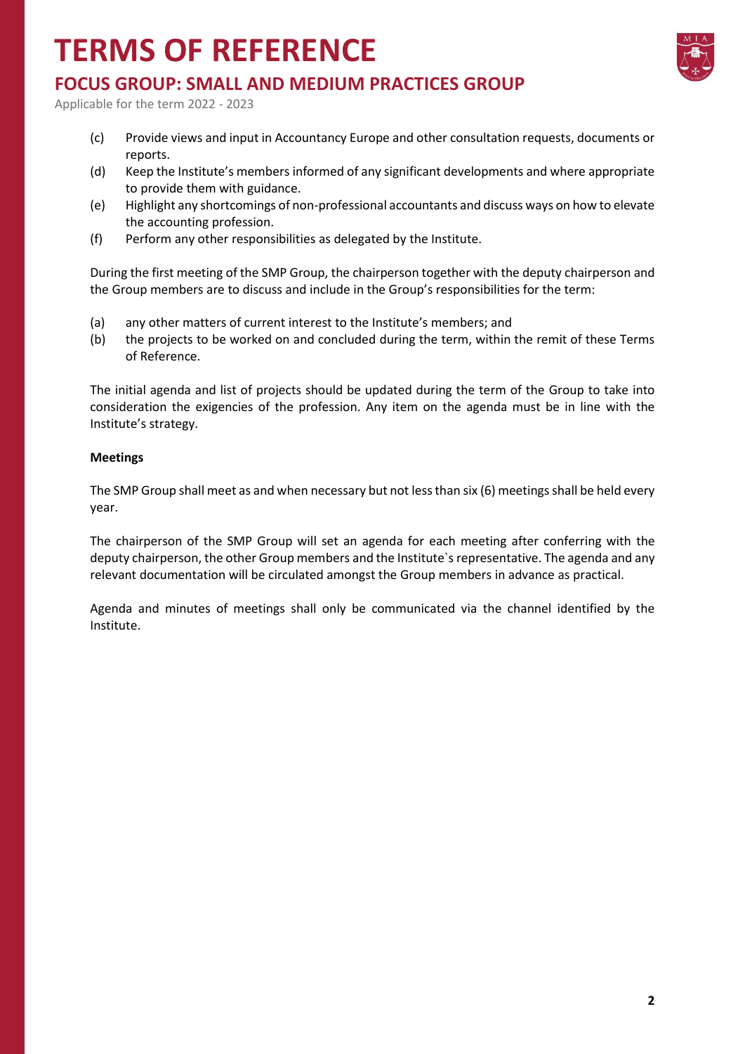(c) Provide views and input in Accountancy Europe and other consultation requests, documents or reports.

(d) Keep the Institute's members informed of any significant developments and where appropriate to provide them with guidance.

(e) Highlight any shortcomings of non-professional accountants and discuss ways on how to elevate the accounting profession.

(f) Perform any other responsibilities as delegated by the Institute.

During the first meeting of the SMP Group, the chairperson together with the deputy chairperson and the Group members are to discuss and include in the Group's responsibilities for the term:

(a) any other matters of current interest to the Institute's members; and

(b) the projects to be worked on and concluded during the term, within the remit of these Terms of Reference.

The initial agenda and list of projects should be updated during the term of the Group to take into consideration the exigencies of the profession. Any item on the agenda must be in line with the Institute's strategy.

**Meetings**

The SMP Group shall meet as and when necessary but not less than six (6) meetings shall be held every year.

The chairperson of the SMP Group will set an agenda for each meeting after conferring with the deputy chairperson, the other Group members and the Institute`s representative. The agenda and any relevant documentation will be circulated amongst the Group members in advance as practical.

Agenda and minutes of meetings shall only be communicated via the channel identified by the Institute.